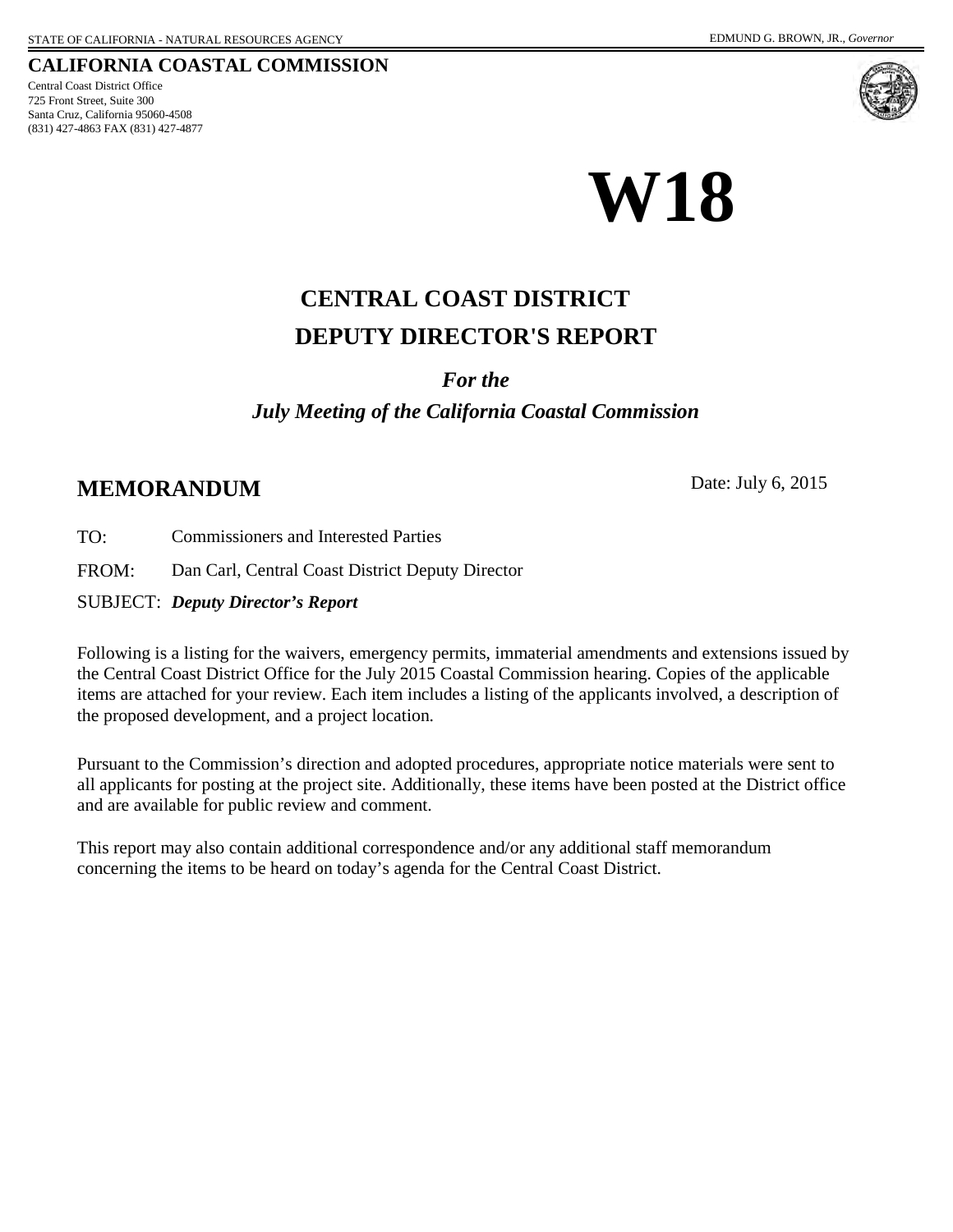STATE OF CALIFORNIA - NATURAL RESOURCES AGENCY EDMUND G. BROWN, JR., *Governor*

**CALIFORNIA COASTAL COMMISSION**

Central Coast District Office
725 Front Street, Suite 300
Santa Cruz, California 95060-4508
(831) 427-4863 FAX (831) 427-4877

# W18

## CENTRAL COAST DISTRICT
## DEPUTY DIRECTOR'S REPORT

***For the***
***July Meeting of the California Coastal Commission***

## MEMORANDUM

Date: July 6, 2015

TO: Commissioners and Interested Parties

FROM: Dan Carl, Central Coast District Deputy Director

SUBJECT: ***Deputy Director's Report***

Following is a listing for the waivers, emergency permits, immaterial amendments and extensions issued by the Central Coast District Office for the July 2015 Coastal Commission hearing. Copies of the applicable items are attached for your review. Each item includes a listing of the applicants involved, a description of the proposed development, and a project location.

Pursuant to the Commission's direction and adopted procedures, appropriate notice materials were sent to all applicants for posting at the project site. Additionally, these items have been posted at the District office and are available for public review and comment.

This report may also contain additional correspondence and/or any additional staff memorandum concerning the items to be heard on today's agenda for the Central Coast District.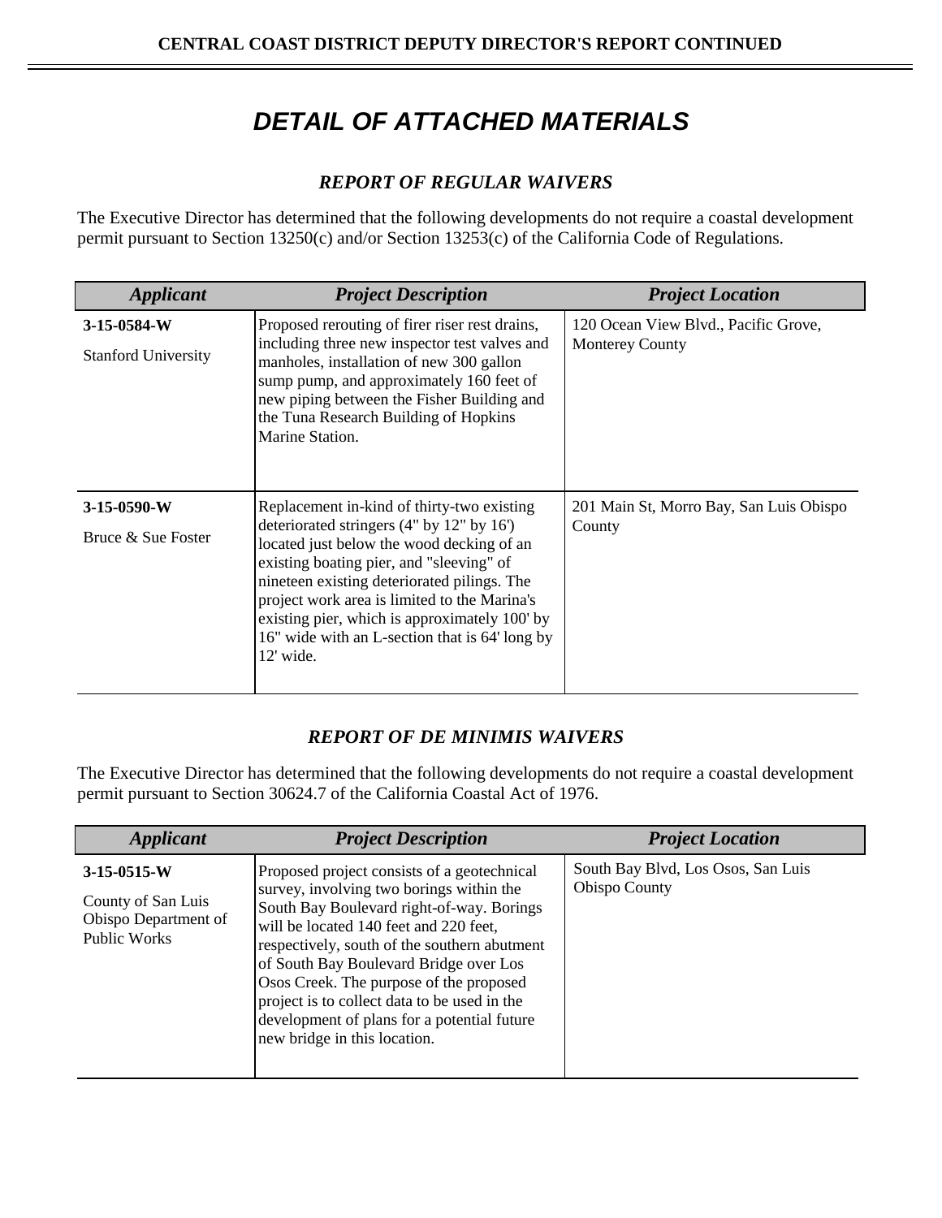# DETAIL OF ATTACHED MATERIALS

### *REPORT OF REGULAR WAIVERS*

The Executive Director has determined that the following developments do not require a coastal development permit pursuant to Section 13250(c) and/or Section 13253(c) of the California Code of Regulations.

| *Applicant* | *Project Description* | *Project Location* |
|---|---|---|
| **3-15-0584-W**<br>Stanford University | Proposed rerouting of firer riser rest drains, including three new inspector test valves and manholes, installation of new 300 gallon sump pump, and approximately 160 feet of new piping between the Fisher Building and the Tuna Research Building of Hopkins Marine Station. | 120 Ocean View Blvd., Pacific Grove, Monterey County |
| **3-15-0590-W**<br>Bruce & Sue Foster | Replacement in-kind of thirty-two existing deteriorated stringers (4" by 12" by 16') located just below the wood decking of an existing boating pier, and "sleeving" of nineteen existing deteriorated pilings. The project work area is limited to the Marina's existing pier, which is approximately 100' by 16" wide with an L-section that is 64' long by 12' wide. | 201 Main St, Morro Bay, San Luis Obispo County |

### *REPORT OF DE MINIMIS WAIVERS*

The Executive Director has determined that the following developments do not require a coastal development permit pursuant to Section 30624.7 of the California Coastal Act of 1976.

| *Applicant* | *Project Description* | *Project Location* |
|---|---|---|
| **3-15-0515-W**<br>County of San Luis Obispo Department of Public Works | Proposed project consists of a geotechnical survey, involving two borings within the South Bay Boulevard right-of-way. Borings will be located 140 feet and 220 feet, respectively, south of the southern abutment of South Bay Boulevard Bridge over Los Osos Creek. The purpose of the proposed project is to collect data to be used in the development of plans for a potential future new bridge in this location. | South Bay Blvd, Los Osos, San Luis Obispo County |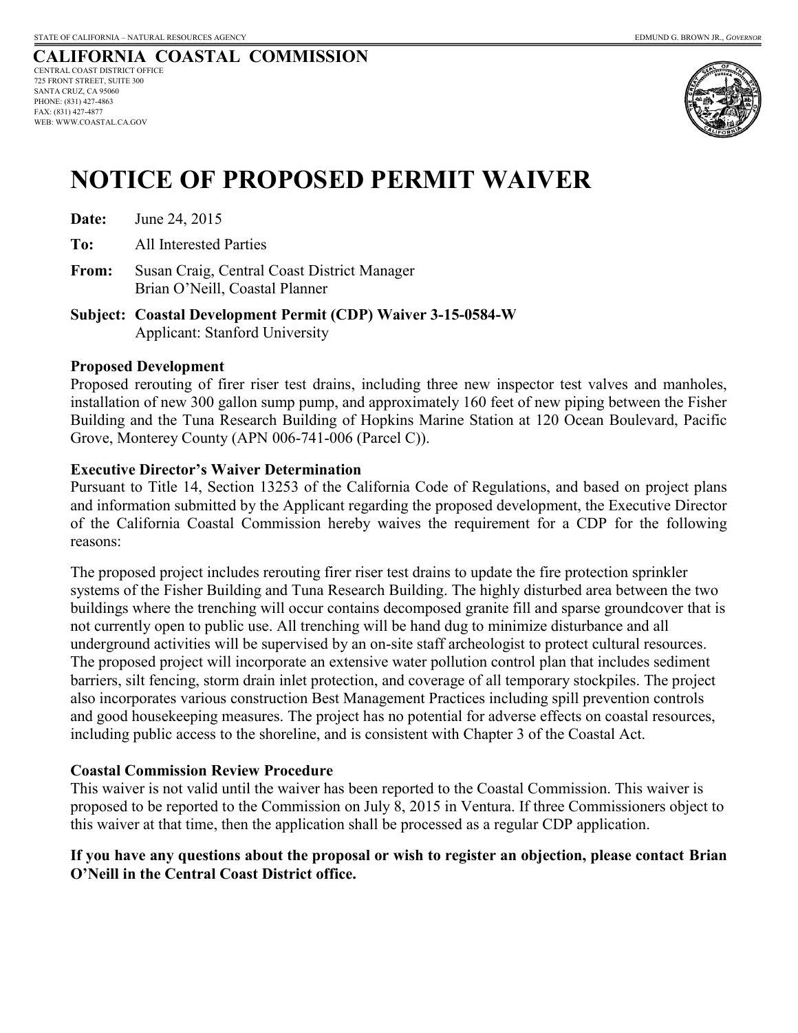STATE OF CALIFORNIA – NATURAL RESOURCES AGENCY EDMUND G. BROWN JR., *GOVERNOR*

## CALIFORNIA COASTAL COMMISSION

CENTRAL COAST DISTRICT OFFICE
725 FRONT STREET, SUITE 300
SANTA CRUZ, CA 95060
PHONE: (831) 427-4863
FAX: (831) 427-4877
WEB: WWW.COASTAL.CA.GOV

# NOTICE OF PROPOSED PERMIT WAIVER

**Date:** June 24, 2015

**To:** All Interested Parties

**From:** Susan Craig, Central Coast District Manager
Brian O'Neill, Coastal Planner

**Subject: Coastal Development Permit (CDP) Waiver 3-15-0584-W**
Applicant: Stanford University

**Proposed Development**

Proposed rerouting of firer riser test drains, including three new inspector test valves and manholes, installation of new 300 gallon sump pump, and approximately 160 feet of new piping between the Fisher Building and the Tuna Research Building of Hopkins Marine Station at 120 Ocean Boulevard, Pacific Grove, Monterey County (APN 006-741-006 (Parcel C)).

**Executive Director's Waiver Determination**

Pursuant to Title 14, Section 13253 of the California Code of Regulations, and based on project plans and information submitted by the Applicant regarding the proposed development, the Executive Director of the California Coastal Commission hereby waives the requirement for a CDP for the following reasons:

The proposed project includes rerouting firer riser test drains to update the fire protection sprinkler systems of the Fisher Building and Tuna Research Building. The highly disturbed area between the two buildings where the trenching will occur contains decomposed granite fill and sparse groundcover that is not currently open to public use. All trenching will be hand dug to minimize disturbance and all underground activities will be supervised by an on-site staff archeologist to protect cultural resources. The proposed project will incorporate an extensive water pollution control plan that includes sediment barriers, silt fencing, storm drain inlet protection, and coverage of all temporary stockpiles. The project also incorporates various construction Best Management Practices including spill prevention controls and good housekeeping measures. The project has no potential for adverse effects on coastal resources, including public access to the shoreline, and is consistent with Chapter 3 of the Coastal Act.

**Coastal Commission Review Procedure**

This waiver is not valid until the waiver has been reported to the Coastal Commission. This waiver is proposed to be reported to the Commission on July 8, 2015 in Ventura. If three Commissioners object to this waiver at that time, then the application shall be processed as a regular CDP application.

**If you have any questions about the proposal or wish to register an objection, please contact Brian O'Neill in the Central Coast District office.**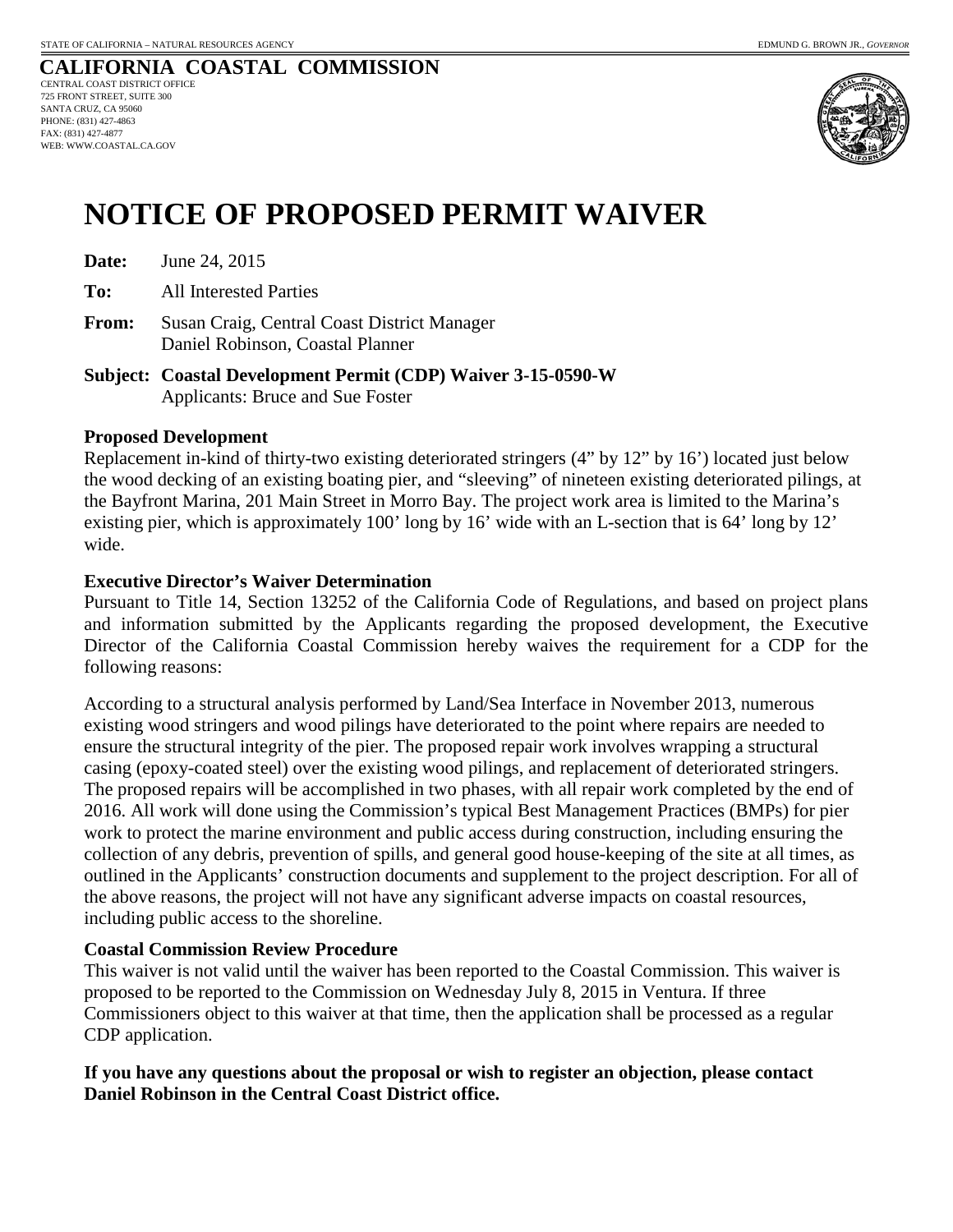STATE OF CALIFORNIA – NATURAL RESOURCES AGENCY

EDMUND G. BROWN JR., *GOVERNOR*

**CALIFORNIA COASTAL COMMISSION**

CENTRAL COAST DISTRICT OFFICE
725 FRONT STREET, SUITE 300
SANTA CRUZ, CA 95060
PHONE: (831) 427-4863
FAX: (831) 427-4877
WEB: WWW.COASTAL.CA.GOV

# NOTICE OF PROPOSED PERMIT WAIVER

**Date:** June 24, 2015

**To:** All Interested Parties

**From:** Susan Craig, Central Coast District Manager
Daniel Robinson, Coastal Planner

**Subject: Coastal Development Permit (CDP) Waiver 3-15-0590-W**
Applicants: Bruce and Sue Foster

**Proposed Development**

Replacement in-kind of thirty-two existing deteriorated stringers (4" by 12" by 16') located just below the wood decking of an existing boating pier, and "sleeving" of nineteen existing deteriorated pilings, at the Bayfront Marina, 201 Main Street in Morro Bay. The project work area is limited to the Marina's existing pier, which is approximately 100' long by 16' wide with an L-section that is 64' long by 12' wide.

**Executive Director's Waiver Determination**

Pursuant to Title 14, Section 13252 of the California Code of Regulations, and based on project plans and information submitted by the Applicants regarding the proposed development, the Executive Director of the California Coastal Commission hereby waives the requirement for a CDP for the following reasons:

According to a structural analysis performed by Land/Sea Interface in November 2013, numerous existing wood stringers and wood pilings have deteriorated to the point where repairs are needed to ensure the structural integrity of the pier. The proposed repair work involves wrapping a structural casing (epoxy-coated steel) over the existing wood pilings, and replacement of deteriorated stringers. The proposed repairs will be accomplished in two phases, with all repair work completed by the end of 2016. All work will done using the Commission's typical Best Management Practices (BMPs) for pier work to protect the marine environment and public access during construction, including ensuring the collection of any debris, prevention of spills, and general good house-keeping of the site at all times, as outlined in the Applicants' construction documents and supplement to the project description. For all of the above reasons, the project will not have any significant adverse impacts on coastal resources, including public access to the shoreline.

**Coastal Commission Review Procedure**

This waiver is not valid until the waiver has been reported to the Coastal Commission. This waiver is proposed to be reported to the Commission on Wednesday July 8, 2015 in Ventura. If three Commissioners object to this waiver at that time, then the application shall be processed as a regular CDP application.

**If you have any questions about the proposal or wish to register an objection, please contact Daniel Robinson in the Central Coast District office.**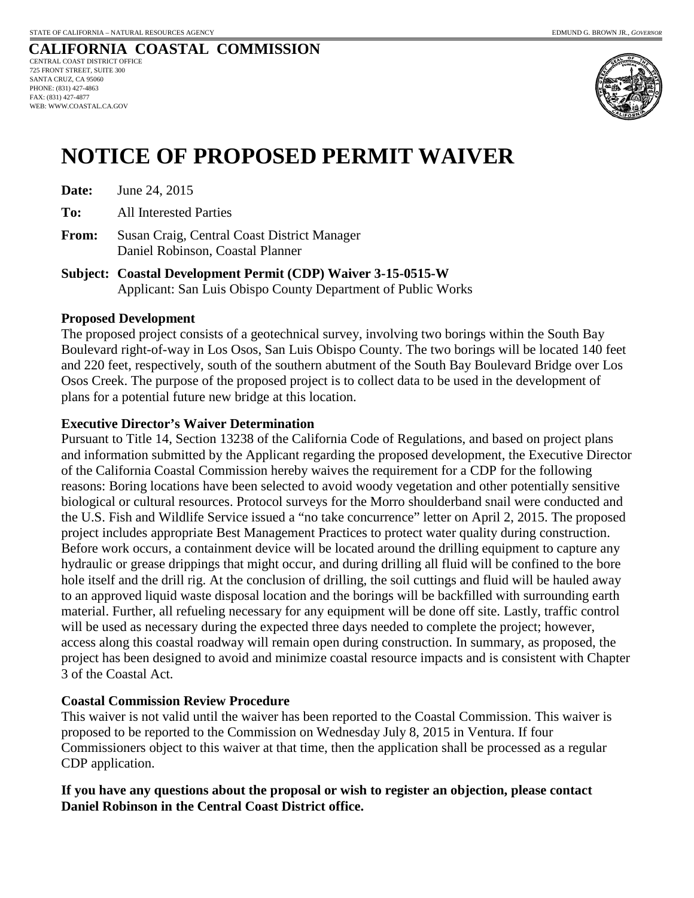STATE OF CALIFORNIA – NATURAL RESOURCES AGENCY

EDMUND G. BROWN JR., *GOVERNOR*

**CALIFORNIA COASTAL COMMISSION**
CENTRAL COAST DISTRICT OFFICE
725 FRONT STREET, SUITE 300
SANTA CRUZ, CA 95060
PHONE: (831) 427-4863
FAX: (831) 427-4877
WEB: WWW.COASTAL.CA.GOV

# NOTICE OF PROPOSED PERMIT WAIVER

**Date:** June 24, 2015

**To:** All Interested Parties

**From:** Susan Craig, Central Coast District Manager
Daniel Robinson, Coastal Planner

**Subject: Coastal Development Permit (CDP) Waiver 3-15-0515-W**
Applicant: San Luis Obispo County Department of Public Works

**Proposed Development**

The proposed project consists of a geotechnical survey, involving two borings within the South Bay Boulevard right-of-way in Los Osos, San Luis Obispo County. The two borings will be located 140 feet and 220 feet, respectively, south of the southern abutment of the South Bay Boulevard Bridge over Los Osos Creek. The purpose of the proposed project is to collect data to be used in the development of plans for a potential future new bridge at this location.

**Executive Director's Waiver Determination**

Pursuant to Title 14, Section 13238 of the California Code of Regulations, and based on project plans and information submitted by the Applicant regarding the proposed development, the Executive Director of the California Coastal Commission hereby waives the requirement for a CDP for the following reasons: Boring locations have been selected to avoid woody vegetation and other potentially sensitive biological or cultural resources. Protocol surveys for the Morro shoulderband snail were conducted and the U.S. Fish and Wildlife Service issued a "no take concurrence" letter on April 2, 2015. The proposed project includes appropriate Best Management Practices to protect water quality during construction. Before work occurs, a containment device will be located around the drilling equipment to capture any hydraulic or grease drippings that might occur, and during drilling all fluid will be confined to the bore hole itself and the drill rig. At the conclusion of drilling, the soil cuttings and fluid will be hauled away to an approved liquid waste disposal location and the borings will be backfilled with surrounding earth material. Further, all refueling necessary for any equipment will be done off site. Lastly, traffic control will be used as necessary during the expected three days needed to complete the project; however, access along this coastal roadway will remain open during construction. In summary, as proposed, the project has been designed to avoid and minimize coastal resource impacts and is consistent with Chapter 3 of the Coastal Act.

**Coastal Commission Review Procedure**

This waiver is not valid until the waiver has been reported to the Coastal Commission. This waiver is proposed to be reported to the Commission on Wednesday July 8, 2015 in Ventura. If four Commissioners object to this waiver at that time, then the application shall be processed as a regular CDP application.

**If you have any questions about the proposal or wish to register an objection, please contact Daniel Robinson in the Central Coast District office.**